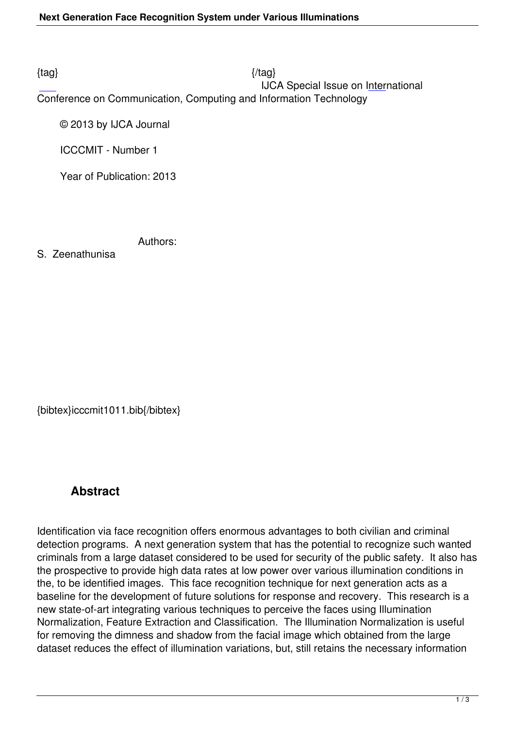{tag} {/tag}

IJCA Special Issue on International Conference on Communication, Computing and Information Technology

© 2013 by IJCA Journal

ICCCMIT - Number 1

Year of Publication: 2013

Authors:

S. Zeenathunisa

{bibtex}icccmit1011.bib{/bibtex}

## Abstract

Identification via face recognition offers enormous advantages to both civilian and criminal detection programs. A next generation system that has the potential to recognize such wanted criminals from a large dataset considered to be used for security of the public safety. It also has the prospective to provide high data rates at low power over various illumination conditions in the, to be identified images. This face recognition technique for next generation acts as a baseline for the development of future solutions for response and recovery. This research is a new state-of-art integrating various techniques to perceive the faces using Illumination Normalization, Feature Extraction and Classification. The Illumination Normalization is useful for removing the dimness and shadow from the facial image which obtained from the large dataset reduces the effect of illumination variations, but, still retains the necessary information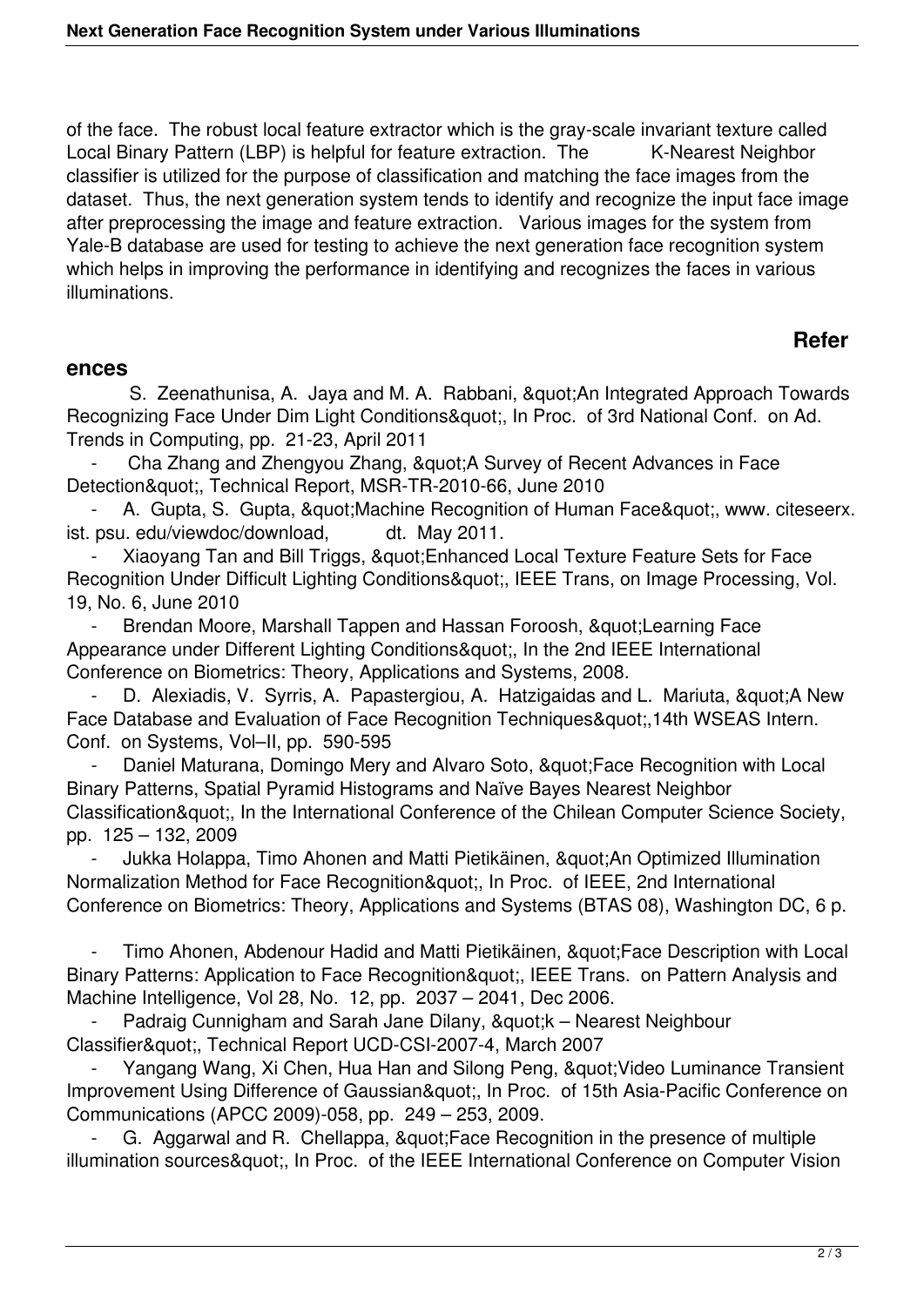of the face. The robust local feature extractor which is the gray-scale invariant texture called Local Binary Pattern (LBP) is helpful for feature extraction. The K-Nearest Neighbor classifier is utilized for the purpose of classification and matching the face images from the dataset. Thus, the next generation system tends to identify and recognize the input face image after preprocessing the image and feature extraction. Various images for the system from Yale-B database are used for testing to achieve the next generation face recognition system which helps in improving the performance in identifying and recognizes the faces in various illuminations.

## References

S. Zeenathunisa, A. Jaya and M. A. Rabbani, &quot;An Integrated Approach Towards Recognizing Face Under Dim Light Conditions&quot;, In Proc. of 3rd National Conf. on Ad. Trends in Computing, pp. 21-23, April 2011

- Cha Zhang and Zhengyou Zhang, &quot;A Survey of Recent Advances in Face Detection&quot;, Technical Report, MSR-TR-2010-66, June 2010
- A. Gupta, S. Gupta, &quot;Machine Recognition of Human Face&quot;, www. citeseerx. ist. psu. edu/viewdoc/download, dt. May 2011.
- Xiaoyang Tan and Bill Triggs, &quot;Enhanced Local Texture Feature Sets for Face Recognition Under Difficult Lighting Conditions&quot;, IEEE Trans, on Image Processing, Vol. 19, No. 6, June 2010
- Brendan Moore, Marshall Tappen and Hassan Foroosh, &quot;Learning Face Appearance under Different Lighting Conditions&quot;, In the 2nd IEEE International Conference on Biometrics: Theory, Applications and Systems, 2008.
- D. Alexiadis, V. Syrris, A. Papastergiou, A. Hatzigaidas and L. Mariuta, &quot;A New Face Database and Evaluation of Face Recognition Techniques&quot;,14th WSEAS Intern. Conf. on Systems, Vol–II, pp. 590-595
- Daniel Maturana, Domingo Mery and Alvaro Soto, &quot;Face Recognition with Local Binary Patterns, Spatial Pyramid Histograms and Naïve Bayes Nearest Neighbor Classification&quot;, In the International Conference of the Chilean Computer Science Society, pp. 125 – 132, 2009
- Jukka Holappa, Timo Ahonen and Matti Pietikäinen, &quot;An Optimized Illumination Normalization Method for Face Recognition&quot;, In Proc. of IEEE, 2nd International Conference on Biometrics: Theory, Applications and Systems (BTAS 08), Washington DC, 6 p.
- Timo Ahonen, Abdenour Hadid and Matti Pietikäinen, &quot;Face Description with Local Binary Patterns: Application to Face Recognition&quot;, IEEE Trans. on Pattern Analysis and Machine Intelligence, Vol 28, No. 12, pp. 2037 – 2041, Dec 2006.
- Padraig Cunnigham and Sarah Jane Dilany, &quot;k – Nearest Neighbour Classifier&quot;, Technical Report UCD-CSI-2007-4, March 2007
- Yangang Wang, Xi Chen, Hua Han and Silong Peng, &quot;Video Luminance Transient Improvement Using Difference of Gaussian&quot;, In Proc. of 15th Asia-Pacific Conference on Communications (APCC 2009)-058, pp. 249 – 253, 2009.
- G. Aggarwal and R. Chellappa, &quot;Face Recognition in the presence of multiple illumination sources&quot;, In Proc. of the IEEE International Conference on Computer Vision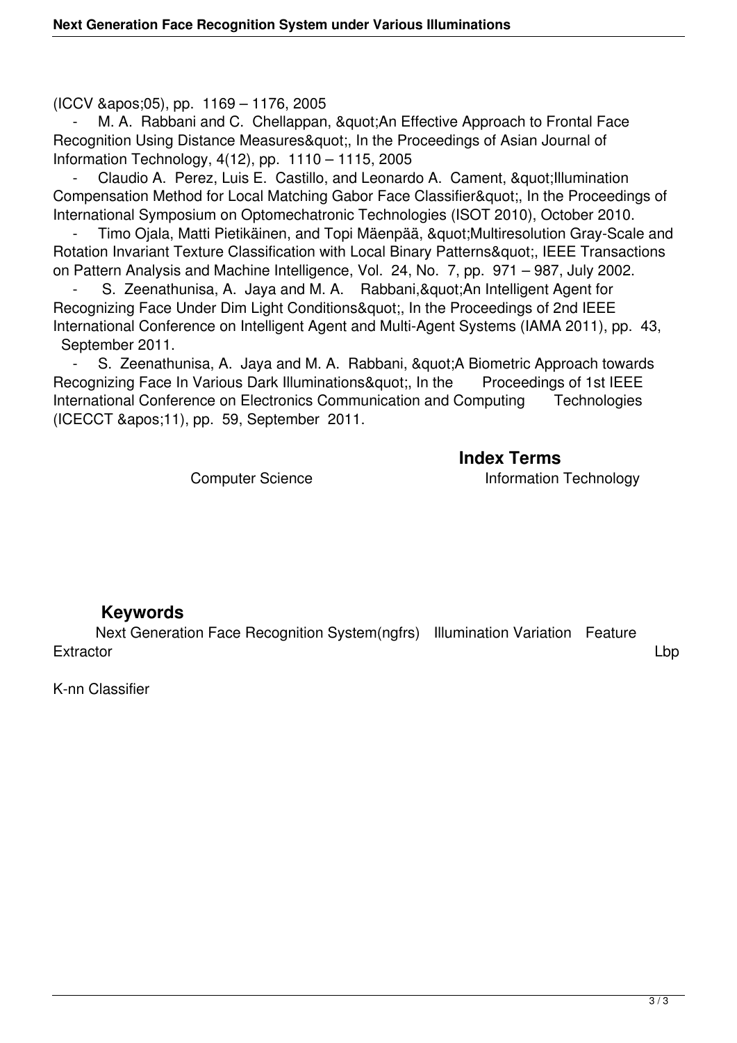(ICCV &apos;05), pp. 1169 – 1176, 2005

- M. A. Rabbani and C. Chellappan, &quot;An Effective Approach to Frontal Face Recognition Using Distance Measures&quot;, In the Proceedings of Asian Journal of Information Technology, 4(12), pp. 1110 – 1115, 2005
- Claudio A. Perez, Luis E. Castillo, and Leonardo A. Cament, &quot;Illumination Compensation Method for Local Matching Gabor Face Classifier&quot;, In the Proceedings of International Symposium on Optomechatronic Technologies (ISOT 2010), October 2010.
- Timo Ojala, Matti Pietikäinen, and Topi Mäenpää, &quot;Multiresolution Gray-Scale and Rotation Invariant Texture Classification with Local Binary Patterns&quot;, IEEE Transactions on Pattern Analysis and Machine Intelligence, Vol. 24, No. 7, pp. 971 – 987, July 2002.
- S. Zeenathunisa, A. Jaya and M. A. Rabbani,&quot;An Intelligent Agent for Recognizing Face Under Dim Light Conditions&quot;, In the Proceedings of 2nd IEEE International Conference on Intelligent Agent and Multi-Agent Systems (IAMA 2011), pp. 43, September 2011.
- S. Zeenathunisa, A. Jaya and M. A. Rabbani, &quot;A Biometric Approach towards Recognizing Face In Various Dark Illuminations&quot;, In the Proceedings of 1st IEEE International Conference on Electronics Communication and Computing Technologies (ICECCT &apos;11), pp. 59, September 2011.

## Index Terms

Computer Science Information Technology

## Keywords

Next Generation Face Recognition System(ngfrs) Illumination Variation Feature Extractor Lbp

K-nn Classifier